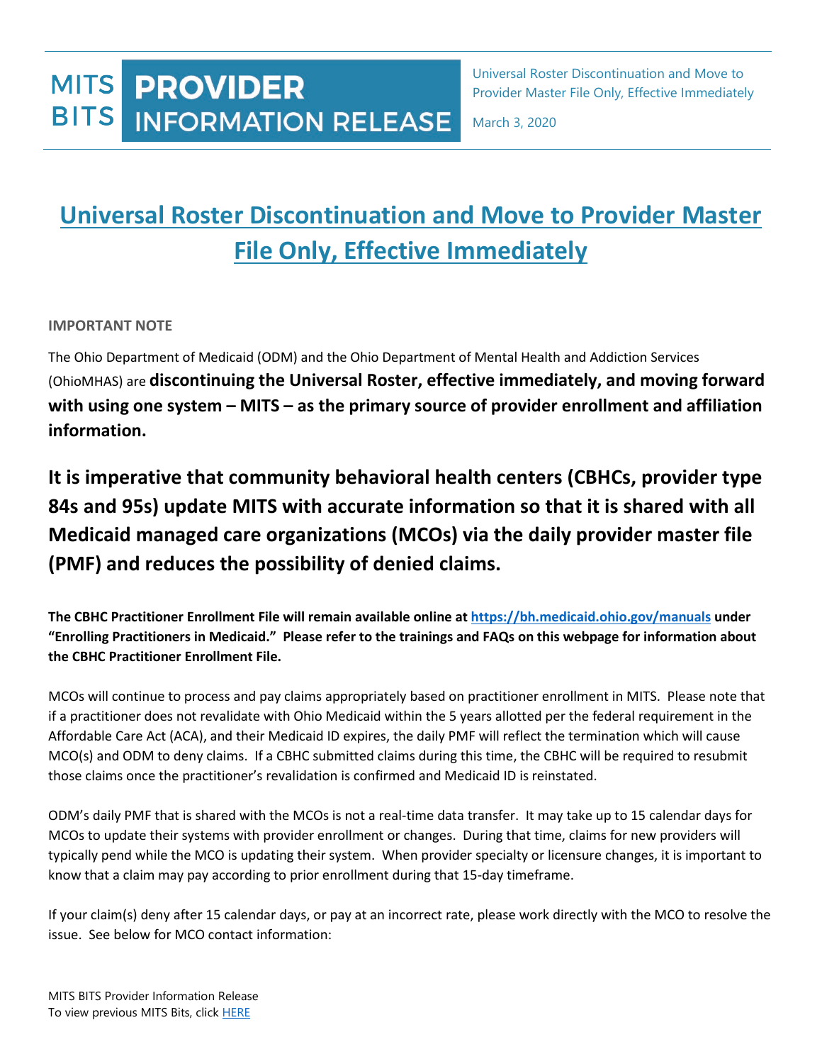MITS BITS **PROVIDER INFORMATION RELEASE**

Universal Roster Discontinuation and Move to Provider Master File Only, Effective Immediately

March 3, 2020

# [Universal Roster Discontinuation and Move to Provider Master File Only, Effective Immediately]

**IMPORTANT NOTE**

The Ohio Department of Medicaid (ODM) and the Ohio Department of Mental Health and Addiction Services (OhioMHAS) are **discontinuing the Universal Roster, effective immediately, and moving forward with using one system – MITS – as the primary source of provider enrollment and affiliation information.**

**It is imperative that community behavioral health centers (CBHCs, provider type 84s and 95s) update MITS with accurate information so that it is shared with all Medicaid managed care organizations (MCOs) via the daily provider master file (PMF) and reduces the possibility of denied claims.**

**The CBHC Practitioner Enrollment File will remain available online at [https://bh.medicaid.ohio.gov/manuals](https://bh.medicaid.ohio.gov/manuals) under "Enrolling Practitioners in Medicaid." Please refer to the trainings and FAQs on this webpage for information about the CBHC Practitioner Enrollment File.**

MCOs will continue to process and pay claims appropriately based on practitioner enrollment in MITS. Please note that if a practitioner does not revalidate with Ohio Medicaid within the 5 years allotted per the federal requirement in the Affordable Care Act (ACA), and their Medicaid ID expires, the daily PMF will reflect the termination which will cause MCO(s) and ODM to deny claims. If a CBHC submitted claims during this time, the CBHC will be required to resubmit those claims once the practitioner's revalidation is confirmed and Medicaid ID is reinstated.

ODM's daily PMF that is shared with the MCOs is not a real-time data transfer. It may take up to 15 calendar days for MCOs to update their systems with provider enrollment or changes. During that time, claims for new providers will typically pend while the MCO is updating their system. When provider specialty or licensure changes, it is important to know that a claim may pay according to prior enrollment during that 15-day timeframe.

If your claim(s) deny after 15 calendar days, or pay at an incorrect rate, please work directly with the MCO to resolve the issue. See below for MCO contact information: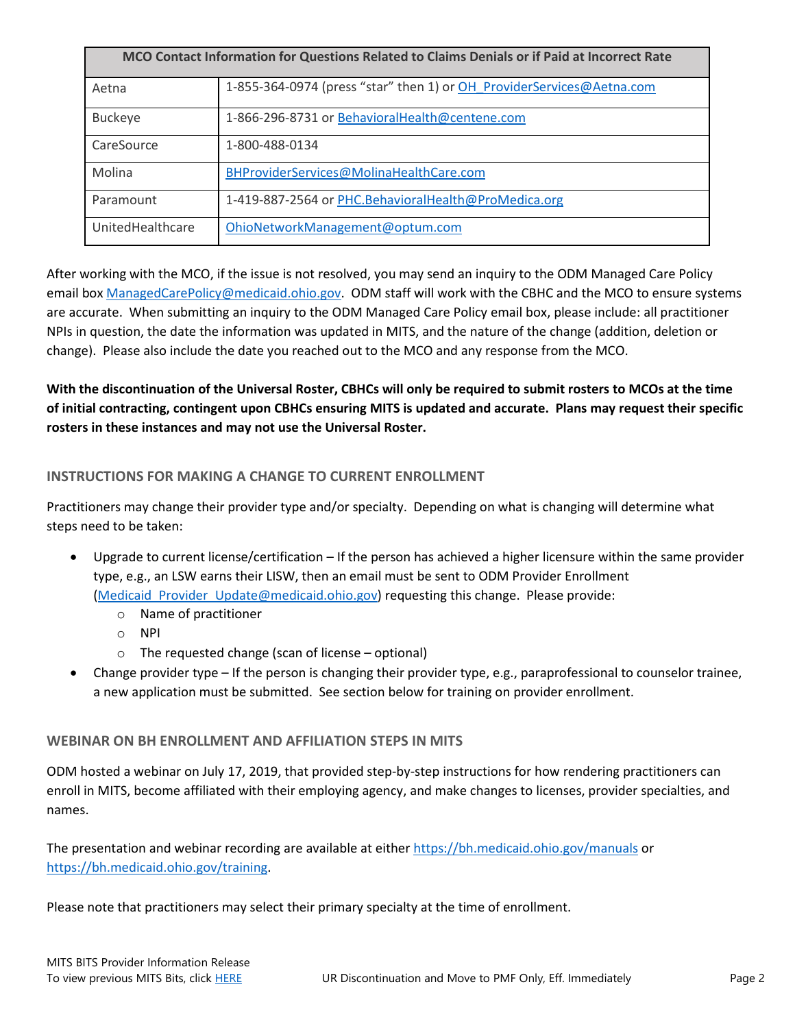| MCO Contact Information for Questions Related to Claims Denials or if Paid at Incorrect Rate | |
|---|---|
| Aetna | 1-855-364-0974 (press "star" then 1) or OH_ProviderServices@Aetna.com |
| Buckeye | 1-866-296-8731 or BehavioralHealth@centene.com |
| CareSource | 1-800-488-0134 |
| Molina | BHProviderServices@MolinaHealthCare.com |
| Paramount | 1-419-887-2564 or PHC.BehavioralHealth@ProMedica.org |
| UnitedHealthcare | OhioNetworkManagement@optum.com |

After working with the MCO, if the issue is not resolved, you may send an inquiry to the ODM Managed Care Policy email box ManagedCarePolicy@medicaid.ohio.gov. ODM staff will work with the CBHC and the MCO to ensure systems are accurate. When submitting an inquiry to the ODM Managed Care Policy email box, please include: all practitioner NPIs in question, the date the information was updated in MITS, and the nature of the change (addition, deletion or change). Please also include the date you reached out to the MCO and any response from the MCO.

**With the discontinuation of the Universal Roster, CBHCs will only be required to submit rosters to MCOs at the time of initial contracting, contingent upon CBHCs ensuring MITS is updated and accurate. Plans may request their specific rosters in these instances and may not use the Universal Roster.**

### INSTRUCTIONS FOR MAKING A CHANGE TO CURRENT ENROLLMENT

Practitioners may change their provider type and/or specialty. Depending on what is changing will determine what steps need to be taken:

- Upgrade to current license/certification – If the person has achieved a higher licensure within the same provider type, e.g., an LSW earns their LISW, then an email must be sent to ODM Provider Enrollment (Medicaid_Provider_Update@medicaid.ohio.gov) requesting this change. Please provide:
  - Name of practitioner
  - NPI
  - The requested change (scan of license – optional)
- Change provider type – If the person is changing their provider type, e.g., paraprofessional to counselor trainee, a new application must be submitted. See section below for training on provider enrollment.

### WEBINAR ON BH ENROLLMENT AND AFFILIATION STEPS IN MITS

ODM hosted a webinar on July 17, 2019, that provided step-by-step instructions for how rendering practitioners can enroll in MITS, become affiliated with their employing agency, and make changes to licenses, provider specialties, and names.

The presentation and webinar recording are available at either https://bh.medicaid.ohio.gov/manuals or https://bh.medicaid.ohio.gov/training.

Please note that practitioners may select their primary specialty at the time of enrollment.